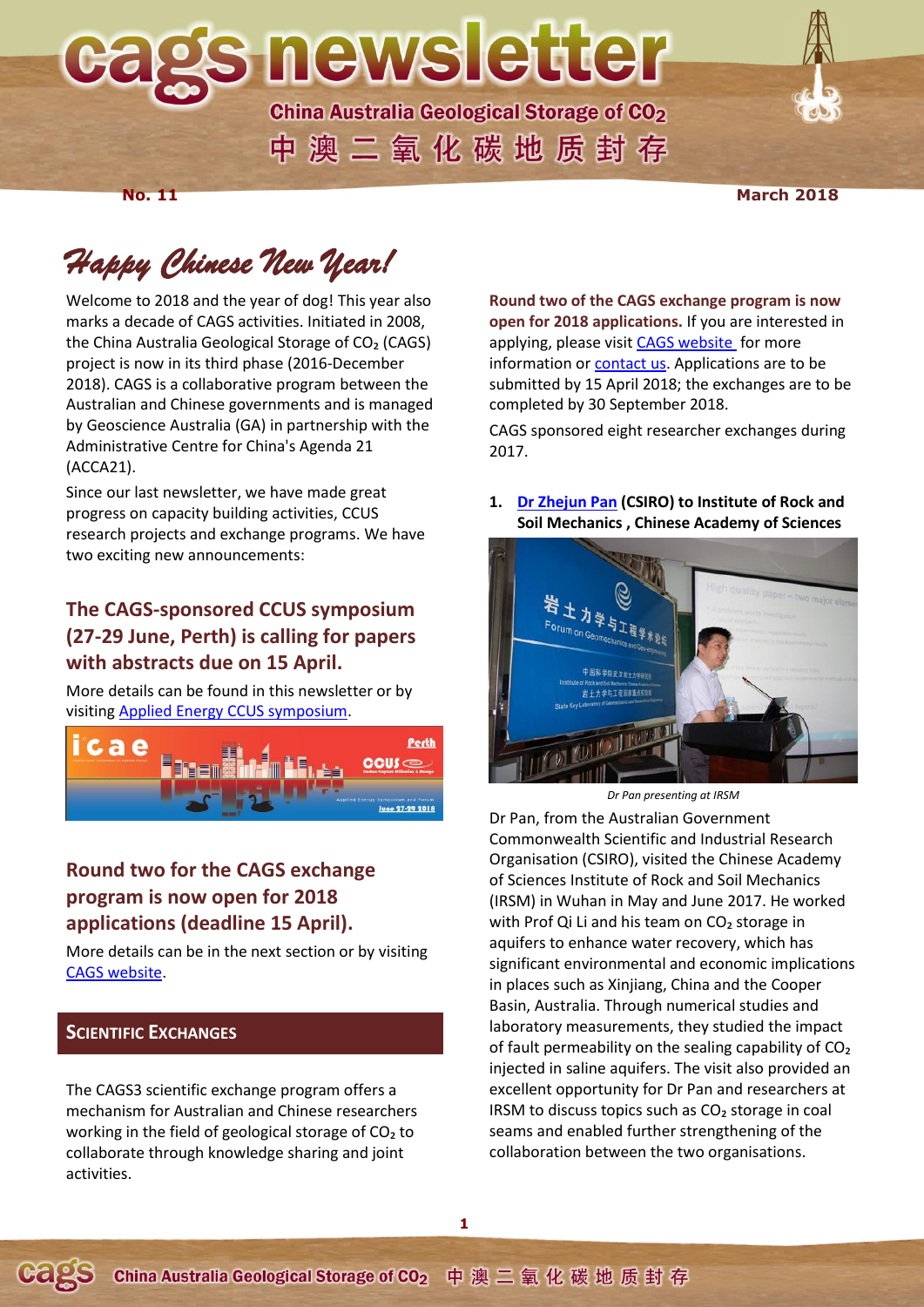# cags newsletter

China Australia Geological Storage of $CO_2$

中澳二氧化碳地质封存

**No. 11** **March 2018**

## *Happy Chinese New Year!*

Welcome to 2018 and the year of dog! This year also marks a decade of CAGS activities. Initiated in 2008, the China Australia Geological Storage of $CO_2$ (CAGS) project is now in its third phase (2016-December 2018). CAGS is a collaborative program between the Australian and Chinese governments and is managed by Geoscience Australia (GA) in partnership with the Administrative Centre for China's Agenda 21 (ACCA21).

Since our last newsletter, we have made great progress on capacity building activities, CCUS research projects and exchange programs. We have two exciting new announcements:

### The CAGS-sponsored CCUS symposium (27-29 June, Perth) is calling for papers with abstracts due on 15 April.

More details can be found in this newsletter or by visiting [Applied Energy CCUS symposium](#).

### Round two for the CAGS exchange program is now open for 2018 applications (deadline 15 April).

More details can be in the next section or by visiting [CAGS website](#).

## Scientific Exchanges

The CAGS3 scientific exchange program offers a mechanism for Australian and Chinese researchers working in the field of geological storage of $CO_2$ to collaborate through knowledge sharing and joint activities.

**Round two of the CAGS exchange program is now open for 2018 applications.** If you are interested in applying, please visit [CAGS website](#) for more information or [contact us](#). Applications are to be submitted by 15 April 2018; the exchanges are to be completed by 30 September 2018.

CAGS sponsored eight researcher exchanges during 2017.

1. **[Dr Zhejun Pan](#) (CSIRO) to Institute of Rock and Soil Mechanics , Chinese Academy of Sciences**

*Dr Pan presenting at IRSM*

Dr Pan, from the Australian Government Commonwealth Scientific and Industrial Research Organisation (CSIRO), visited the Chinese Academy of Sciences Institute of Rock and Soil Mechanics (IRSM) in Wuhan in May and June 2017. He worked with Prof Qi Li and his team on $CO_2$ storage in aquifers to enhance water recovery, which has significant environmental and economic implications in places such as Xinjiang, China and the Cooper Basin, Australia. Through numerical studies and laboratory measurements, they studied the impact of fault permeability on the sealing capability of $CO_2$ injected in saline aquifers. The visit also provided an excellent opportunity for Dr Pan and researchers at IRSM to discuss topics such as $CO_2$ storage in coal seams and enabled further strengthening of the collaboration between the two organisations.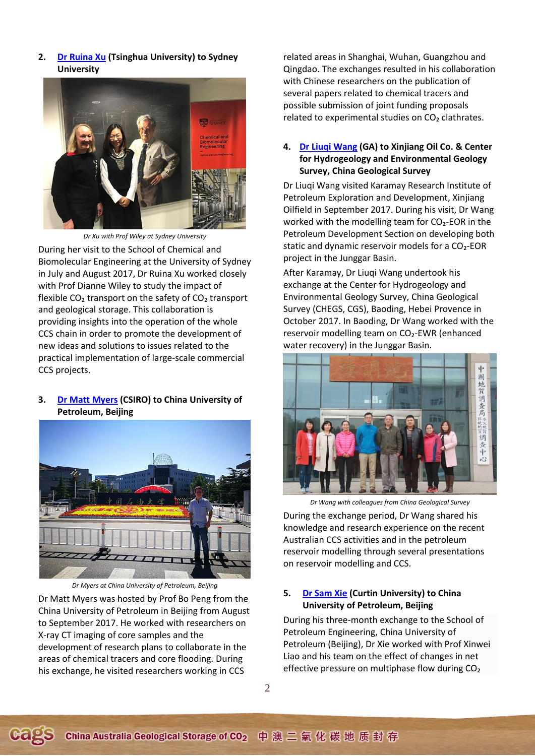2. **Dr Ruina Xu (Tsinghua University) to Sydney University**

*Dr Xu with Prof Wiley at Sydney University*

During her visit to the School of Chemical and Biomolecular Engineering at the University of Sydney in July and August 2017, Dr Ruina Xu worked closely with Prof Dianne Wiley to study the impact of flexible $CO_2$ transport on the safety of $CO_2$ transport and geological storage. This collaboration is providing insights into the operation of the whole CCS chain in order to promote the development of new ideas and solutions to issues related to the practical implementation of large-scale commercial CCS projects.

3. **Dr Matt Myers (CSIRO) to China University of Petroleum, Beijing**

*Dr Myers at China University of Petroleum, Beijing*

Dr Matt Myers was hosted by Prof Bo Peng from the China University of Petroleum in Beijing from August to September 2017. He worked with researchers on X-ray CT imaging of core samples and the development of research plans to collaborate in the areas of chemical tracers and core flooding. During his exchange, he visited researchers working in CCS related areas in Shanghai, Wuhan, Guangzhou and Qingdao. The exchanges resulted in his collaboration with Chinese researchers on the publication of several papers related to chemical tracers and possible submission of joint funding proposals related to experimental studies on $CO_2$ clathrates.

4. **Dr Liuqi Wang (GA) to Xinjiang Oil Co. & Center for Hydrogeology and Environmental Geology Survey, China Geological Survey**

Dr Liuqi Wang visited Karamay Research Institute of Petroleum Exploration and Development, Xinjiang Oilfield in September 2017. During his visit, Dr Wang worked with the modelling team for $CO_2$-EOR in the Petroleum Development Section on developing both static and dynamic reservoir models for a $CO_2$-EOR project in the Junggar Basin.

After Karamay, Dr Liuqi Wang undertook his exchange at the Center for Hydrogeology and Environmental Geology Survey, China Geological Survey (CHEGS, CGS), Baoding, Hebei Provence in October 2017. In Baoding, Dr Wang worked with the reservoir modelling team on $CO_2$-EWR (enhanced water recovery) in the Junggar Basin.

*Dr Wang with colleagues from China Geological Survey*

During the exchange period, Dr Wang shared his knowledge and research experience on the recent Australian CCS activities and in the petroleum reservoir modelling through several presentations on reservoir modelling and CCS.

5. **Dr Sam Xie (Curtin University) to China University of Petroleum, Beijing**

During his three-month exchange to the School of Petroleum Engineering, China University of Petroleum (Beijing), Dr Xie worked with Prof Xinwei Liao and his team on the effect of changes in net effective pressure on multiphase flow during $CO_2$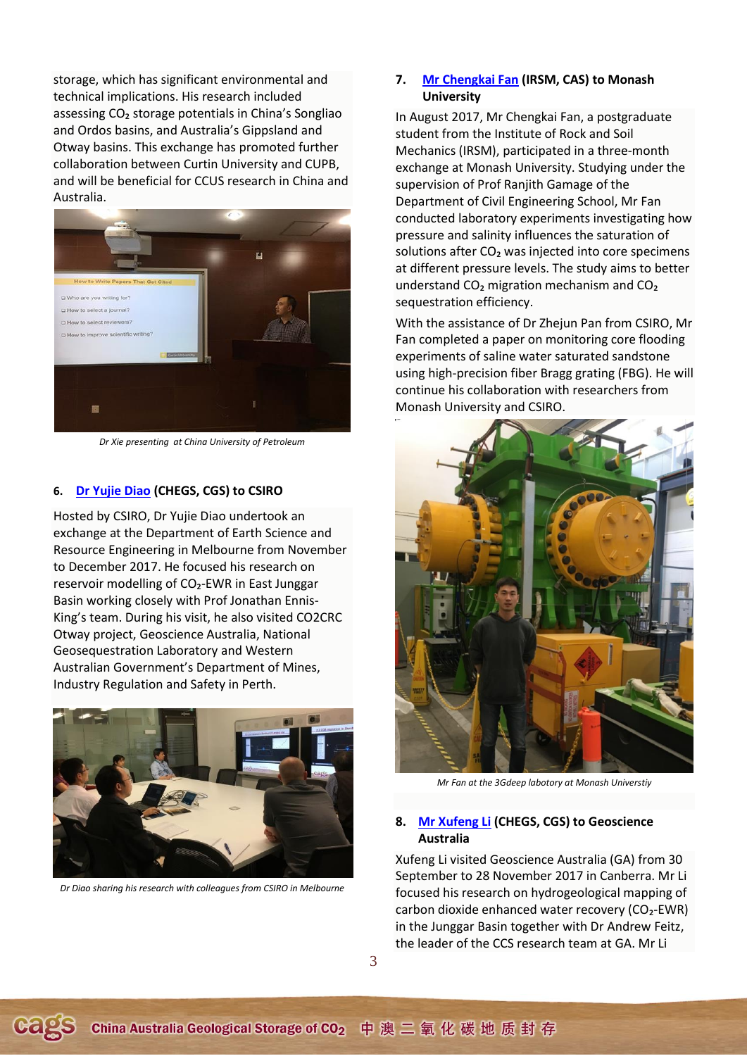storage, which has significant environmental and technical implications. His research included assessing $CO_2$ storage potentials in China's Songliao and Ordos basins, and Australia's Gippsland and Otway basins. This exchange has promoted further collaboration between Curtin University and CUPB, and will be beneficial for CCUS research in China and Australia.

*Dr Xie presenting at China University of Petroleum*

### 6. Dr Yujie Diao (CHEGS, CGS) to CSIRO

Hosted by CSIRO, Dr Yujie Diao undertook an exchange at the Department of Earth Science and Resource Engineering in Melbourne from November to December 2017. He focused his research on reservoir modelling of $CO_2$-EWR in East Junggar Basin working closely with Prof Jonathan Ennis-King's team. During his visit, he also visited CO2CRC Otway project, Geoscience Australia, National Geosequestration Laboratory and Western Australian Government's Department of Mines, Industry Regulation and Safety in Perth.

*Dr Diao sharing his research with colleagues from CSIRO in Melbourne*

### 7. Mr Chengkai Fan (IRSM, CAS) to Monash University

In August 2017, Mr Chengkai Fan, a postgraduate student from the Institute of Rock and Soil Mechanics (IRSM), participated in a three-month exchange at Monash University. Studying under the supervision of Prof Ranjith Gamage of the Department of Civil Engineering School, Mr Fan conducted laboratory experiments investigating how pressure and salinity influences the saturation of solutions after $CO_2$ was injected into core specimens at different pressure levels. The study aims to better understand $CO_2$ migration mechanism and $CO_2$ sequestration efficiency.

With the assistance of Dr Zhejun Pan from CSIRO, Mr Fan completed a paper on monitoring core flooding experiments of saline water saturated sandstone using high-precision fiber Bragg grating (FBG). He will continue his collaboration with researchers from Monash University and CSIRO.

*Mr Fan at the 3Gdeep labotory at Monash Universtiy*

### 8. Mr Xufeng Li (CHEGS, CGS) to Geoscience Australia

Xufeng Li visited Geoscience Australia (GA) from 30 September to 28 November 2017 in Canberra. Mr Li focused his research on hydrogeological mapping of carbon dioxide enhanced water recovery ($CO_2$-EWR) in the Junggar Basin together with Dr Andrew Feitz, the leader of the CCS research team at GA. Mr Li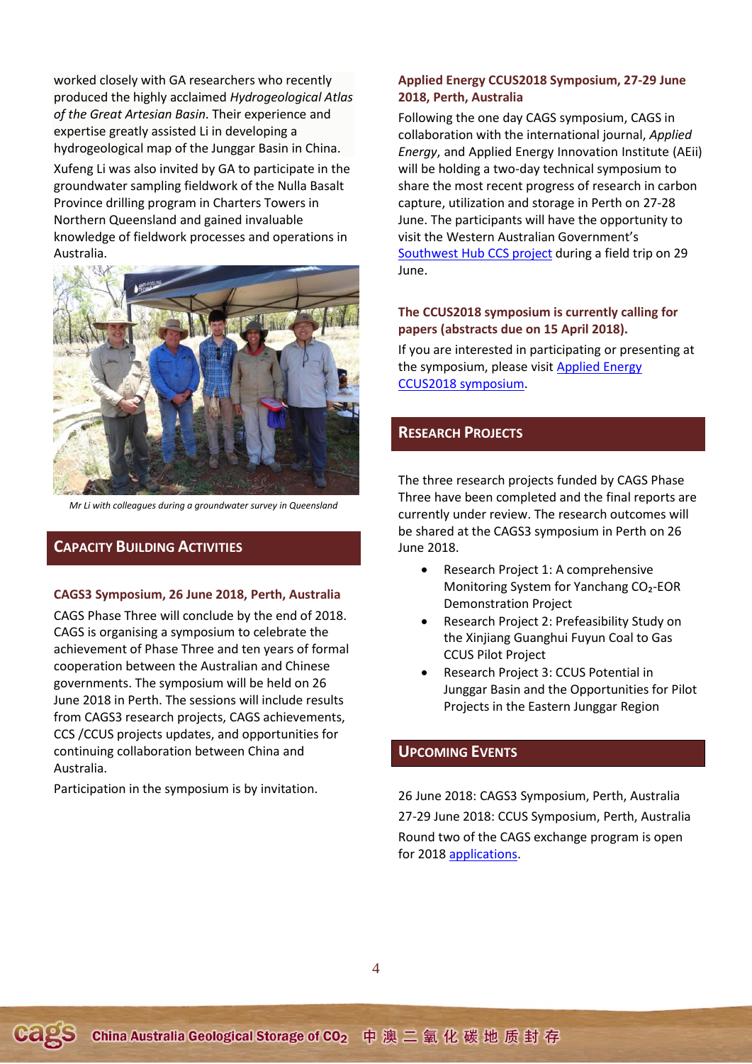worked closely with GA researchers who recently produced the highly acclaimed *Hydrogeological Atlas of the Great Artesian Basin*. Their experience and expertise greatly assisted Li in developing a hydrogeological map of the Junggar Basin in China.

Xufeng Li was also invited by GA to participate in the groundwater sampling fieldwork of the Nulla Basalt Province drilling program in Charters Towers in Northern Queensland and gained invaluable knowledge of fieldwork processes and operations in Australia.

*Mr Li with colleagues during a groundwater survey in Queensland*

## Capacity Building Activities

### CAGS3 Symposium, 26 June 2018, Perth, Australia

CAGS Phase Three will conclude by the end of 2018. CAGS is organising a symposium to celebrate the achievement of Phase Three and ten years of formal cooperation between the Australian and Chinese governments. The symposium will be held on 26 June 2018 in Perth. The sessions will include results from CAGS3 research projects, CAGS achievements, CCS /CCUS projects updates, and opportunities for continuing collaboration between China and Australia.

Participation in the symposium is by invitation.

### Applied Energy CCUS2018 Symposium, 27-29 June 2018, Perth, Australia

Following the one day CAGS symposium, CAGS in collaboration with the international journal, *Applied Energy*, and Applied Energy Innovation Institute (AEii) will be holding a two-day technical symposium to share the most recent progress of research in carbon capture, utilization and storage in Perth on 27-28 June. The participants will have the opportunity to visit the Western Australian Government's Southwest Hub CCS project during a field trip on 29 June.

### The CCUS2018 symposium is currently calling for papers (abstracts due on 15 April 2018).

If you are interested in participating or presenting at the symposium, please visit Applied Energy CCUS2018 symposium.

## Research Projects

The three research projects funded by CAGS Phase Three have been completed and the final reports are currently under review. The research outcomes will be shared at the CAGS3 symposium in Perth on 26 June 2018.

- Research Project 1: A comprehensive Monitoring System for Yanchang $CO_2$-EOR Demonstration Project
- Research Project 2: Prefeasibility Study on the Xinjiang Guanghui Fuyun Coal to Gas CCUS Pilot Project
- Research Project 3: CCUS Potential in Junggar Basin and the Opportunities for Pilot Projects in the Eastern Junggar Region

## Upcoming Events

26 June 2018: CAGS3 Symposium, Perth, Australia

27-29 June 2018: CCUS Symposium, Perth, Australia

Round two of the CAGS exchange program is open for 2018 applications.